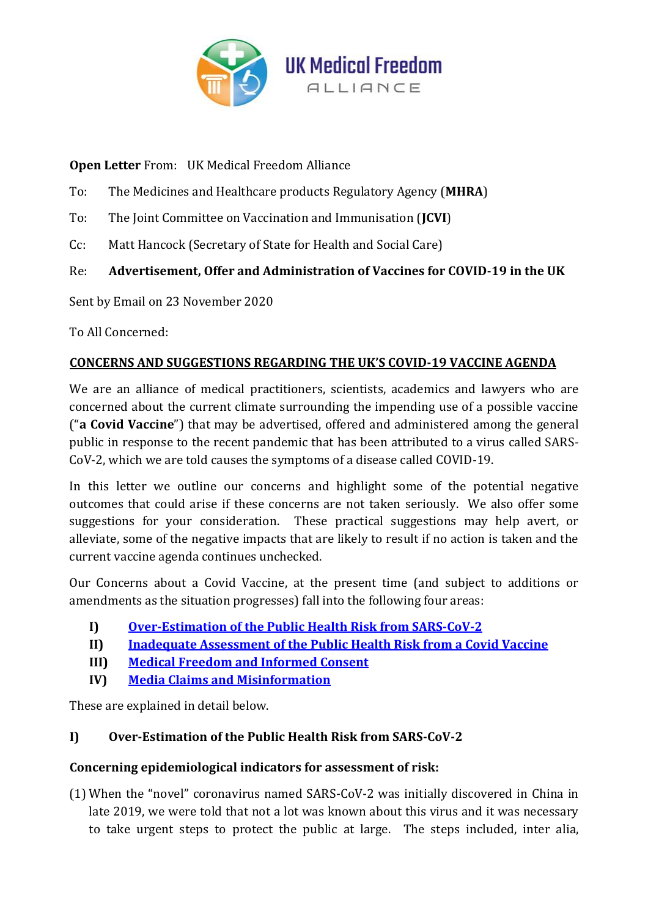UK Medical Freedom ALLIANCE

**Open Letter** From: UK Medical Freedom Alliance

To: The Medicines and Healthcare products Regulatory Agency (**MHRA**)

To: The Joint Committee on Vaccination and Immunisation (**JCVI**)

Cc: Matt Hancock (Secretary of State for Health and Social Care)

Re: **Advertisement, Offer and Administration of Vaccines for COVID-19 in the UK**

Sent by Email on 23 November 2020

To All Concerned:

## CONCERNS AND SUGGESTIONS REGARDING THE UK'S COVID-19 VACCINE AGENDA

We are an alliance of medical practitioners, scientists, academics and lawyers who are concerned about the current climate surrounding the impending use of a possible vaccine ("**a Covid Vaccine**") that may be advertised, offered and administered among the general public in response to the recent pandemic that has been attributed to a virus called SARS-CoV-2, which we are told causes the symptoms of a disease called COVID-19.

In this letter we outline our concerns and highlight some of the potential negative outcomes that could arise if these concerns are not taken seriously. We also offer some suggestions for your consideration. These practical suggestions may help avert, or alleviate, some of the negative impacts that are likely to result if no action is taken and the current vaccine agenda continues unchecked.

Our Concerns about a Covid Vaccine, at the present time (and subject to additions or amendments as the situation progresses) fall into the following four areas:

- **I)** Over-Estimation of the Public Health Risk from SARS-CoV-2
- **II)** Inadequate Assessment of the Public Health Risk from a Covid Vaccine
- **III)** Medical Freedom and Informed Consent
- **IV)** Media Claims and Misinformation

These are explained in detail below.

### I) Over-Estimation of the Public Health Risk from SARS-CoV-2

**Concerning epidemiological indicators for assessment of risk:**

(1) When the "novel" coronavirus named SARS-CoV-2 was initially discovered in China in late 2019, we were told that not a lot was known about this virus and it was necessary to take urgent steps to protect the public at large. The steps included, inter alia,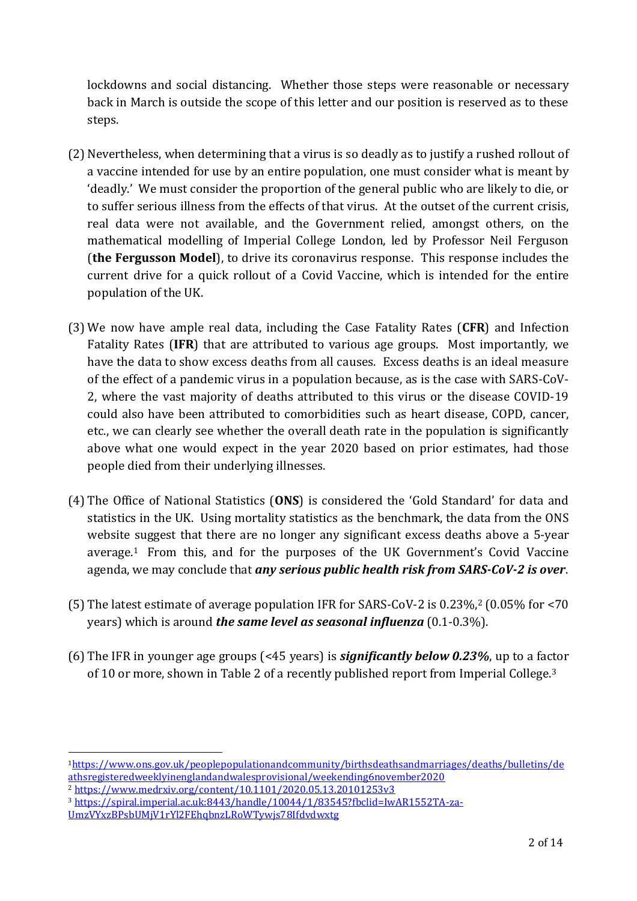lockdowns and social distancing. Whether those steps were reasonable or necessary back in March is outside the scope of this letter and our position is reserved as to these steps.

(2) Nevertheless, when determining that a virus is so deadly as to justify a rushed rollout of a vaccine intended for use by an entire population, one must consider what is meant by 'deadly.' We must consider the proportion of the general public who are likely to die, or to suffer serious illness from the effects of that virus. At the outset of the current crisis, real data were not available, and the Government relied, amongst others, on the mathematical modelling of Imperial College London, led by Professor Neil Ferguson (**the Fergusson Model**), to drive its coronavirus response. This response includes the current drive for a quick rollout of a Covid Vaccine, which is intended for the entire population of the UK.

(3) We now have ample real data, including the Case Fatality Rates (**CFR**) and Infection Fatality Rates (**IFR**) that are attributed to various age groups. Most importantly, we have the data to show excess deaths from all causes. Excess deaths is an ideal measure of the effect of a pandemic virus in a population because, as is the case with SARS-CoV-2, where the vast majority of deaths attributed to this virus or the disease COVID-19 could also have been attributed to comorbidities such as heart disease, COPD, cancer, etc., we can clearly see whether the overall death rate in the population is significantly above what one would expect in the year 2020 based on prior estimates, had those people died from their underlying illnesses.

(4) The Office of National Statistics (**ONS**) is considered the 'Gold Standard' for data and statistics in the UK. Using mortality statistics as the benchmark, the data from the ONS website suggest that there are no longer any significant excess deaths above a 5-year average.[1] From this, and for the purposes of the UK Government's Covid Vaccine agenda, we may conclude that ***any serious public health risk from SARS-CoV-2 is over***.

(5) The latest estimate of average population IFR for SARS-CoV-2 is 0.23%,[2] (0.05% for <70 years) which is around ***the same level as seasonal influenza*** (0.1-0.3%).

(6) The IFR in younger age groups (<45 years) is ***significantly below 0.23%***, up to a factor of 10 or more, shown in Table 2 of a recently published report from Imperial College.[3]

---

[1] https://www.ons.gov.uk/peoplepopulationandcommunity/birthsdeathsandmarriages/deaths/bulletins/deathsregisteredweeklyinenglandandwalesprovisional/weekending6november2020

[2] https://www.medrxiv.org/content/10.1101/2020.05.13.20101253v3

[3] https://spiral.imperial.ac.uk:8443/handle/10044/1/83545?fbclid=IwAR1552TA-za-UmzVYxzBPsbUMjV1rYl2FEhqbnzLRoWTywjs78Ifdvdwxtg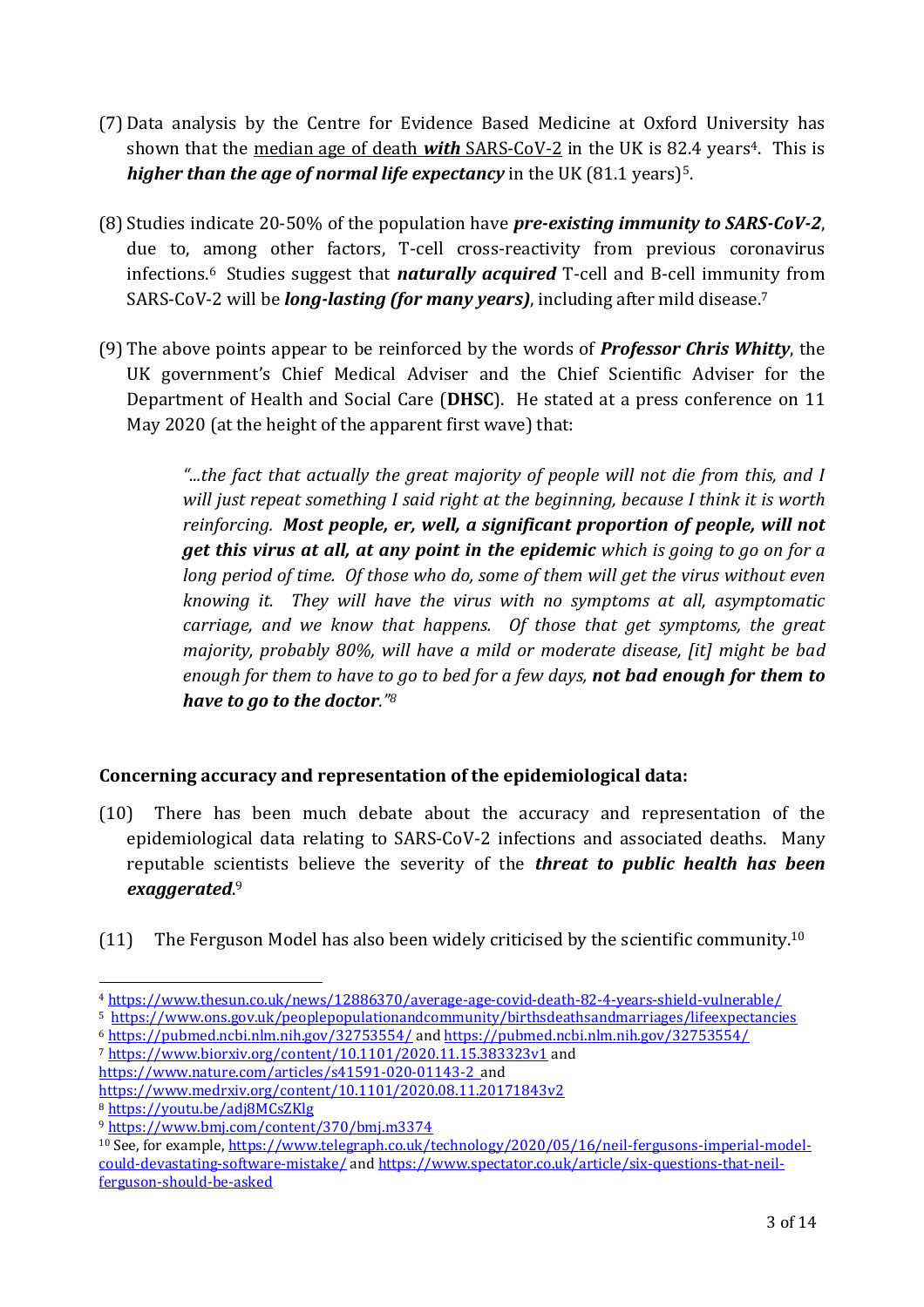(7) Data analysis by the Centre for Evidence Based Medicine at Oxford University has shown that the median age of death ***with*** SARS-CoV-2 in the UK is 82.4 years[4]. This is ***higher than the age of normal life expectancy*** in the UK (81.1 years)[5].

(8) Studies indicate 20-50% of the population have ***pre-existing immunity to SARS-CoV-2***, due to, among other factors, T-cell cross-reactivity from previous coronavirus infections.[6] Studies suggest that ***naturally acquired*** T-cell and B-cell immunity from SARS-CoV-2 will be ***long-lasting (for many years)***, including after mild disease.[7]

(9) The above points appear to be reinforced by the words of ***Professor Chris Whitty***, the UK government's Chief Medical Adviser and the Chief Scientific Adviser for the Department of Health and Social Care (**DHSC**). He stated at a press conference on 11 May 2020 (at the height of the apparent first wave) that:

> *"...the fact that actually the great majority of people will not die from this, and I will just repeat something I said right at the beginning, because I think it is worth reinforcing.* ***Most people, er, well, a significant proportion of people, will not get this virus at all, at any point in the epidemic*** *which is going to go on for a long period of time. Of those who do, some of them will get the virus without even knowing it. They will have the virus with no symptoms at all, asymptomatic carriage, and we know that happens. Of those that get symptoms, the great majority, probably 80%, will have a mild or moderate disease, [it] might be bad enough for them to have to go to bed for a few days,* ***not bad enough for them to have to go to the doctor****."*[8]

**Concerning accuracy and representation of the epidemiological data:**

(10) There has been much debate about the accuracy and representation of the epidemiological data relating to SARS-CoV-2 infections and associated deaths. Many reputable scientists believe the severity of the ***threat to public health has been exaggerated***.[9]

(11) The Ferguson Model has also been widely criticised by the scientific community.[10]

---

[4] https://www.thesun.co.uk/news/12886370/average-age-covid-death-82-4-years-shield-vulnerable/

[5] https://www.ons.gov.uk/peoplepopulationandcommunity/birthsdeathsandmarriages/lifeexpectancies

[6] https://pubmed.ncbi.nlm.nih.gov/32753554/ and https://pubmed.ncbi.nlm.nih.gov/32753554/

[7] https://www.biorxiv.org/content/10.1101/2020.11.15.383323v1 and https://www.nature.com/articles/s41591-020-01143-2 and https://www.medrxiv.org/content/10.1101/2020.08.11.20171843v2

[8] https://youtu.be/adj8MCsZKlg

[9] https://www.bmj.com/content/370/bmj.m3374

[10] See, for example, https://www.telegraph.co.uk/technology/2020/05/16/neil-fergusons-imperial-model-could-devastating-software-mistake/ and https://www.spectator.co.uk/article/six-questions-that-neil-ferguson-should-be-asked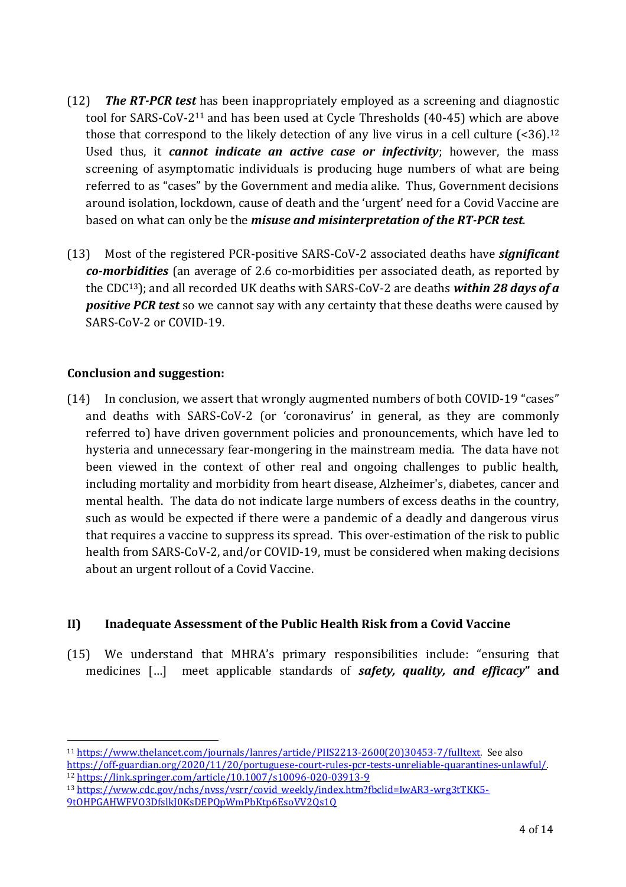(12) ***The RT-PCR test*** has been inappropriately employed as a screening and diagnostic tool for SARS-CoV-2[11] and has been used at Cycle Thresholds (40-45) which are above those that correspond to the likely detection of any live virus in a cell culture (<36).[12] Used thus, it ***cannot indicate an active case or infectivity***; however, the mass screening of asymptomatic individuals is producing huge numbers of what are being referred to as "cases" by the Government and media alike. Thus, Government decisions around isolation, lockdown, cause of death and the 'urgent' need for a Covid Vaccine are based on what can only be the ***misuse and misinterpretation of the RT-PCR test***.

(13) Most of the registered PCR-positive SARS-CoV-2 associated deaths have ***significant co-morbidities*** (an average of 2.6 co-morbidities per associated death, as reported by the CDC[13]); and all recorded UK deaths with SARS-CoV-2 are deaths ***within 28 days of a positive PCR test*** so we cannot say with any certainty that these deaths were caused by SARS-CoV-2 or COVID-19.

**Conclusion and suggestion:**

(14) In conclusion, we assert that wrongly augmented numbers of both COVID-19 "cases" and deaths with SARS-CoV-2 (or 'coronavirus' in general, as they are commonly referred to) have driven government policies and pronouncements, which have led to hysteria and unnecessary fear-mongering in the mainstream media. The data have not been viewed in the context of other real and ongoing challenges to public health, including mortality and morbidity from heart disease, Alzheimer's, diabetes, cancer and mental health. The data do not indicate large numbers of excess deaths in the country, such as would be expected if there were a pandemic of a deadly and dangerous virus that requires a vaccine to suppress its spread. This over-estimation of the risk to public health from SARS-CoV-2, and/or COVID-19, must be considered when making decisions about an urgent rollout of a Covid Vaccine.

## II) Inadequate Assessment of the Public Health Risk from a Covid Vaccine

(15) We understand that MHRA's primary responsibilities include: "ensuring that medicines [...] meet applicable standards of ***safety, quality, and efficacy*"** **and**

---

[11] https://www.thelancet.com/journals/lanres/article/PIIS2213-2600(20)30453-7/fulltext. See also https://off-guardian.org/2020/11/20/portuguese-court-rules-pcr-tests-unreliable-quarantines-unlawful/.

[12] https://link.springer.com/article/10.1007/s10096-020-03913-9

[13] https://www.cdc.gov/nchs/nvss/vsrr/covid_weekly/index.htm?fbclid=IwAR3-wrg3tTKK5-9tOHPGAHWFVO3DfslkJ0KsDEPQpWmPbKtp6EsoVV2Qs1Q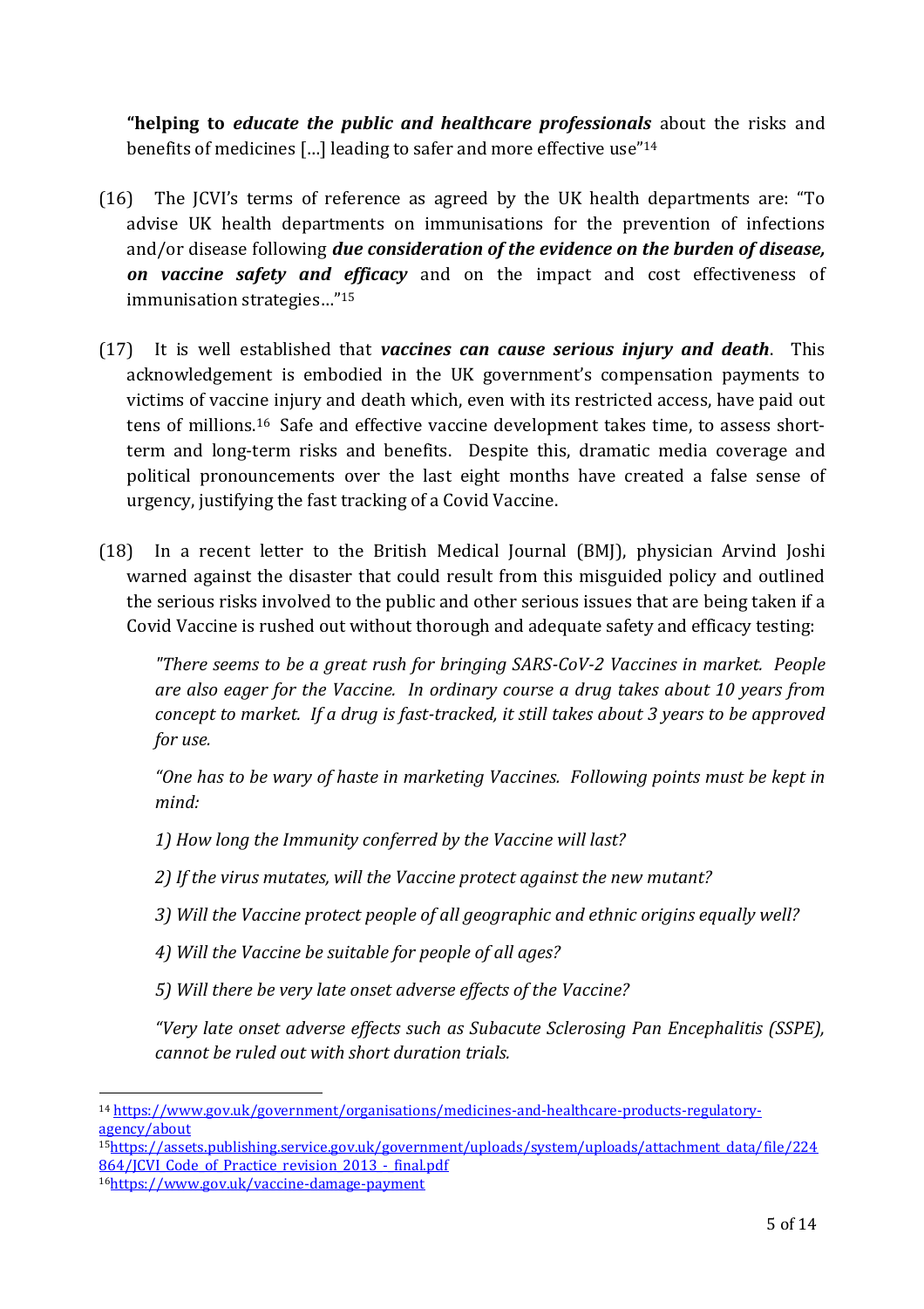**"helping to** ***educate the public and healthcare professionals*** about the risks and benefits of medicines […] leading to safer and more effective use"[14]

(16) The JCVI's terms of reference as agreed by the UK health departments are: "To advise UK health departments on immunisations for the prevention of infections and/or disease following ***due consideration of the evidence on the burden of disease, on vaccine safety and efficacy*** and on the impact and cost effectiveness of immunisation strategies…"[15]

(17) It is well established that ***vaccines can cause serious injury and death***. This acknowledgement is embodied in the UK government's compensation payments to victims of vaccine injury and death which, even with its restricted access, have paid out tens of millions.[16] Safe and effective vaccine development takes time, to assess short-term and long-term risks and benefits. Despite this, dramatic media coverage and political pronouncements over the last eight months have created a false sense of urgency, justifying the fast tracking of a Covid Vaccine.

(18) In a recent letter to the British Medical Journal (BMJ), physician Arvind Joshi warned against the disaster that could result from this misguided policy and outlined the serious risks involved to the public and other serious issues that are being taken if a Covid Vaccine is rushed out without thorough and adequate safety and efficacy testing:

> *"There seems to be a great rush for bringing SARS-CoV-2 Vaccines in market. People are also eager for the Vaccine. In ordinary course a drug takes about 10 years from concept to market. If a drug is fast-tracked, it still takes about 3 years to be approved for use.*
>
> *"One has to be wary of haste in marketing Vaccines. Following points must be kept in mind:*
>
> *1) How long the Immunity conferred by the Vaccine will last?*
>
> *2) If the virus mutates, will the Vaccine protect against the new mutant?*
>
> *3) Will the Vaccine protect people of all geographic and ethnic origins equally well?*
>
> *4) Will the Vaccine be suitable for people of all ages?*
>
> *5) Will there be very late onset adverse effects of the Vaccine?*
>
> *"Very late onset adverse effects such as Subacute Sclerosing Pan Encephalitis (SSPE), cannot be ruled out with short duration trials.*

---

[14] https://www.gov.uk/government/organisations/medicines-and-healthcare-products-regulatory-agency/about

[15] https://assets.publishing.service.gov.uk/government/uploads/system/uploads/attachment_data/file/224864/JCVI_Code_of_Practice_revision_2013_-_final.pdf

[16] https://www.gov.uk/vaccine-damage-payment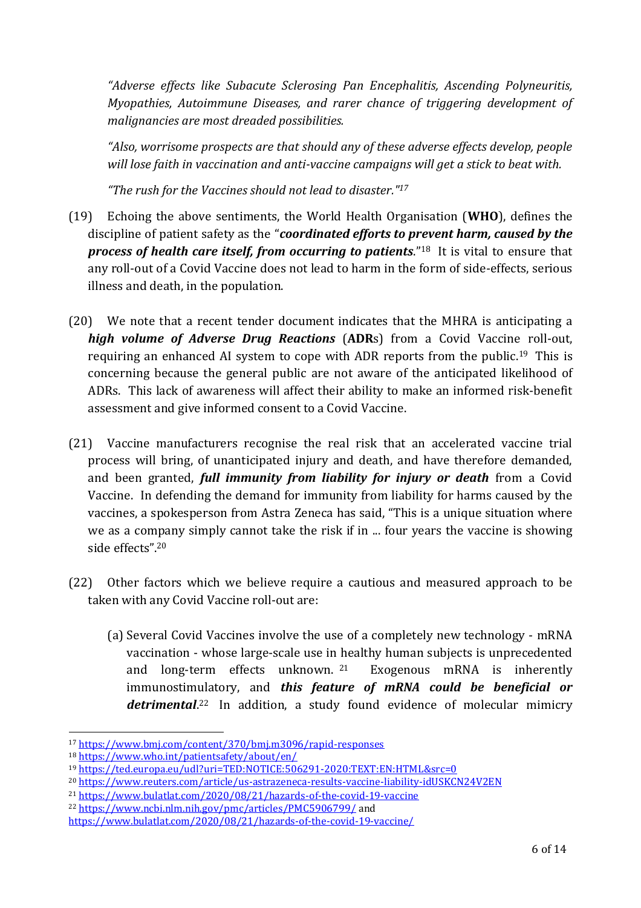*"Adverse effects like Subacute Sclerosing Pan Encephalitis, Ascending Polyneuritis, Myopathies, Autoimmune Diseases, and rarer chance of triggering development of malignancies are most dreaded possibilities.*

*"Also, worrisome prospects are that should any of these adverse effects develop, people will lose faith in vaccination and anti-vaccine campaigns will get a stick to beat with.*

*"The rush for the Vaccines should not lead to disaster."*[17]

(19) Echoing the above sentiments, the World Health Organisation (**WHO**), defines the discipline of patient safety as the "***coordinated efforts to prevent harm, caused by the process of health care itself, from occurring to patients***."[18] It is vital to ensure that any roll-out of a Covid Vaccine does not lead to harm in the form of side-effects, serious illness and death, in the population.

(20) We note that a recent tender document indicates that the MHRA is anticipating a ***high volume of Adverse Drug Reactions*** (**ADR**s) from a Covid Vaccine roll-out, requiring an enhanced AI system to cope with ADR reports from the public.[19] This is concerning because the general public are not aware of the anticipated likelihood of ADRs. This lack of awareness will affect their ability to make an informed risk-benefit assessment and give informed consent to a Covid Vaccine.

(21) Vaccine manufacturers recognise the real risk that an accelerated vaccine trial process will bring, of unanticipated injury and death, and have therefore demanded, and been granted, ***full immunity from liability for injury or death*** from a Covid Vaccine. In defending the demand for immunity from liability for harms caused by the vaccines, a spokesperson from Astra Zeneca has said, "This is a unique situation where we as a company simply cannot take the risk if in ... four years the vaccine is showing side effects".[20]

(22) Other factors which we believe require a cautious and measured approach to be taken with any Covid Vaccine roll-out are:

(a) Several Covid Vaccines involve the use of a completely new technology - mRNA vaccination - whose large-scale use in healthy human subjects is unprecedented and long-term effects unknown.[21] Exogenous mRNA is inherently immunostimulatory, and ***this feature of mRNA could be beneficial or detrimental***.[22] In addition, a study found evidence of molecular mimicry

---

[17] https://www.bmj.com/content/370/bmj.m3096/rapid-responses

[18] https://www.who.int/patientsafety/about/en/

[19] https://ted.europa.eu/udl?uri=TED:NOTICE:506291-2020:TEXT:EN:HTML&src=0

[20] https://www.reuters.com/article/us-astrazeneca-results-vaccine-liability-idUSKCN24V2EN

[21] https://www.bulatlat.com/2020/08/21/hazards-of-the-covid-19-vaccine

[22] https://www.ncbi.nlm.nih.gov/pmc/articles/PMC5906799/ and https://www.bulatlat.com/2020/08/21/hazards-of-the-covid-19-vaccine/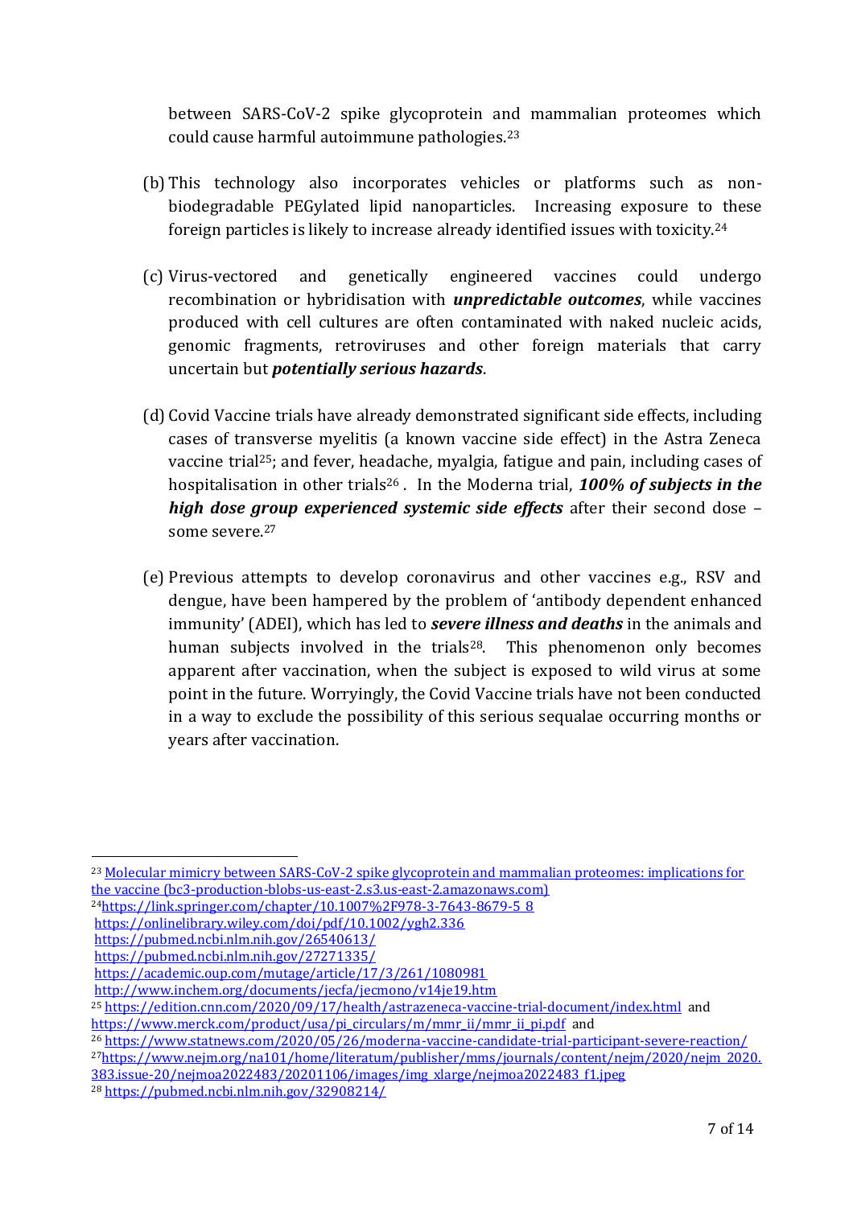between SARS-CoV-2 spike glycoprotein and mammalian proteomes which could cause harmful autoimmune pathologies.[23]

(b) This technology also incorporates vehicles or platforms such as non-biodegradable PEGylated lipid nanoparticles. Increasing exposure to these foreign particles is likely to increase already identified issues with toxicity.[24]

(c) Virus-vectored and genetically engineered vaccines could undergo recombination or hybridisation with ***unpredictable outcomes***, while vaccines produced with cell cultures are often contaminated with naked nucleic acids, genomic fragments, retroviruses and other foreign materials that carry uncertain but ***potentially serious hazards***.

(d) Covid Vaccine trials have already demonstrated significant side effects, including cases of transverse myelitis (a known vaccine side effect) in the Astra Zeneca vaccine trial[25]; and fever, headache, myalgia, fatigue and pain, including cases of hospitalisation in other trials[26]. In the Moderna trial, ***100% of subjects in the high dose group experienced systemic side effects*** after their second dose – some severe.[27]

(e) Previous attempts to develop coronavirus and other vaccines e.g., RSV and dengue, have been hampered by the problem of 'antibody dependent enhanced immunity' (ADEI), which has led to ***severe illness and deaths*** in the animals and human subjects involved in the trials[28]. This phenomenon only becomes apparent after vaccination, when the subject is exposed to wild virus at some point in the future. Worryingly, the Covid Vaccine trials have not been conducted in a way to exclude the possibility of this serious sequalae occurring months or years after vaccination.

---

[23] Molecular mimicry between SARS-CoV-2 spike glycoprotein and mammalian proteomes: implications for the vaccine (bc3-production-blobs-us-east-2.s3.us-east-2.amazonaws.com)

[24] https://link.springer.com/chapter/10.1007%2F978-3-7643-8679-5_8
https://onlinelibrary.wiley.com/doi/pdf/10.1002/ygh2.336
https://pubmed.ncbi.nlm.nih.gov/26540613/
https://pubmed.ncbi.nlm.nih.gov/27271335/
https://academic.oup.com/mutage/article/17/3/261/1080981
http://www.inchem.org/documents/jecfa/jecmono/v14je19.htm

[25] https://edition.cnn.com/2020/09/17/health/astrazeneca-vaccine-trial-document/index.html and https://www.merck.com/product/usa/pi_circulars/m/mmr_ii/mmr_ii_pi.pdf and

[26] https://www.statnews.com/2020/05/26/moderna-vaccine-candidate-trial-participant-severe-reaction/

[27] https://www.nejm.org/na101/home/literatum/publisher/mms/journals/content/nejm/2020/nejm_2020.383.issue-20/nejmoa2022483/20201106/images/img_xlarge/nejmoa2022483_f1.jpeg

[28] https://pubmed.ncbi.nlm.nih.gov/32908214/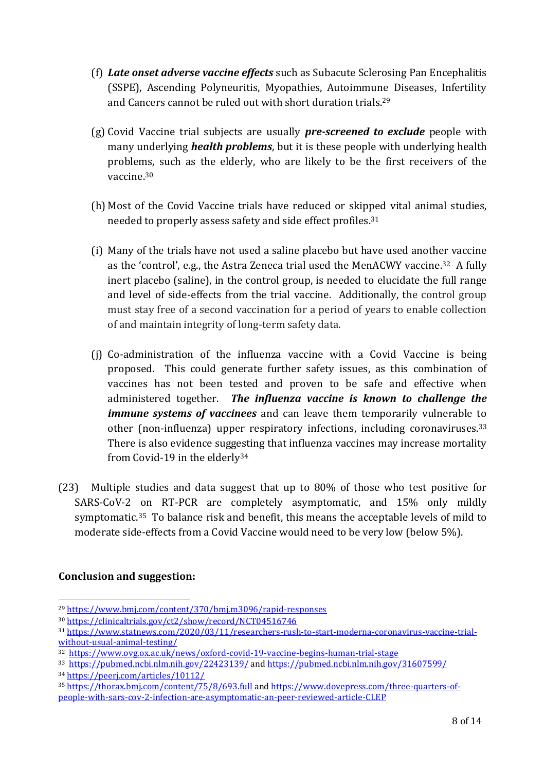(f) ***Late onset adverse vaccine effects*** such as Subacute Sclerosing Pan Encephalitis (SSPE), Ascending Polyneuritis, Myopathies, Autoimmune Diseases, Infertility and Cancers cannot be ruled out with short duration trials.[29]

(g) Covid Vaccine trial subjects are usually ***pre-screened to exclude*** people with many underlying ***health problems***, but it is these people with underlying health problems, such as the elderly, who are likely to be the first receivers of the vaccine.[30]

(h) Most of the Covid Vaccine trials have reduced or skipped vital animal studies, needed to properly assess safety and side effect profiles.[31]

(i) Many of the trials have not used a saline placebo but have used another vaccine as the 'control', e.g., the Astra Zeneca trial used the MenACWY vaccine.[32] A fully inert placebo (saline), in the control group, is needed to elucidate the full range and level of side-effects from the trial vaccine. Additionally, the control group must stay free of a second vaccination for a period of years to enable collection of and maintain integrity of long-term safety data.

(j) Co-administration of the influenza vaccine with a Covid Vaccine is being proposed. This could generate further safety issues, as this combination of vaccines has not been tested and proven to be safe and effective when administered together. ***The influenza vaccine is known to challenge the immune systems of vaccinees*** and can leave them temporarily vulnerable to other (non-influenza) upper respiratory infections, including coronaviruses.[33] There is also evidence suggesting that influenza vaccines may increase mortality from Covid-19 in the elderly[34]

(23) Multiple studies and data suggest that up to 80% of those who test positive for SARS-CoV-2 on RT-PCR are completely asymptomatic, and 15% only mildly symptomatic.[35] To balance risk and benefit, this means the acceptable levels of mild to moderate side-effects from a Covid Vaccine would need to be very low (below 5%).

**Conclusion and suggestion:**

---

[29] https://www.bmj.com/content/370/bmj.m3096/rapid-responses

[30] https://clinicaltrials.gov/ct2/show/record/NCT04516746

[31] https://www.statnews.com/2020/03/11/researchers-rush-to-start-moderna-coronavirus-vaccine-trial-without-usual-animal-testing/

[32] https://www.ovg.ox.ac.uk/news/oxford-covid-19-vaccine-begins-human-trial-stage

[33] https://pubmed.ncbi.nlm.nih.gov/22423139/ and https://pubmed.ncbi.nlm.nih.gov/31607599/

[34] https://peerj.com/articles/10112/

[35] https://thorax.bmj.com/content/75/8/693.full and https://www.dovepress.com/three-quarters-of-people-with-sars-cov-2-infection-are-asymptomatic-an-peer-reviewed-article-CLEP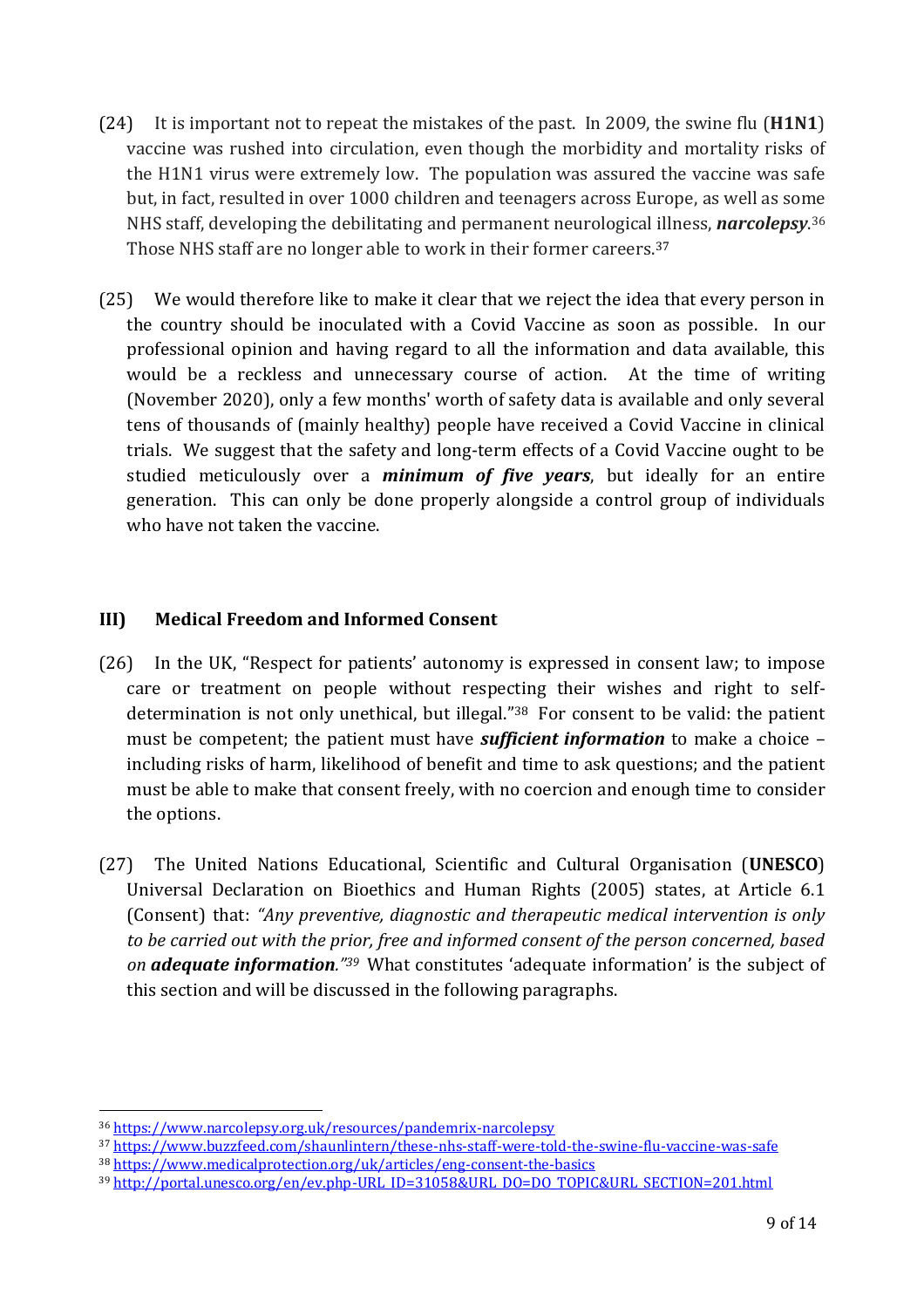(24) It is important not to repeat the mistakes of the past. In 2009, the swine flu (**H1N1**) vaccine was rushed into circulation, even though the morbidity and mortality risks of the H1N1 virus were extremely low. The population was assured the vaccine was safe but, in fact, resulted in over 1000 children and teenagers across Europe, as well as some NHS staff, developing the debilitating and permanent neurological illness, ***narcolepsy***.[36] Those NHS staff are no longer able to work in their former careers.[37]

(25) We would therefore like to make it clear that we reject the idea that every person in the country should be inoculated with a Covid Vaccine as soon as possible. In our professional opinion and having regard to all the information and data available, this would be a reckless and unnecessary course of action. At the time of writing (November 2020), only a few months' worth of safety data is available and only several tens of thousands of (mainly healthy) people have received a Covid Vaccine in clinical trials. We suggest that the safety and long-term effects of a Covid Vaccine ought to be studied meticulously over a ***minimum of five years***, but ideally for an entire generation. This can only be done properly alongside a control group of individuals who have not taken the vaccine.

### III) Medical Freedom and Informed Consent

(26) In the UK, "Respect for patients' autonomy is expressed in consent law; to impose care or treatment on people without respecting their wishes and right to self-determination is not only unethical, but illegal."[38] For consent to be valid: the patient must be competent; the patient must have ***sufficient information*** to make a choice – including risks of harm, likelihood of benefit and time to ask questions; and the patient must be able to make that consent freely, with no coercion and enough time to consider the options.

(27) The United Nations Educational, Scientific and Cultural Organisation (**UNESCO**) Universal Declaration on Bioethics and Human Rights (2005) states, at Article 6.1 (Consent) that: *"Any preventive, diagnostic and therapeutic medical intervention is only to be carried out with the prior, free and informed consent of the person concerned, based on* ***adequate information****."*[39] What constitutes 'adequate information' is the subject of this section and will be discussed in the following paragraphs.

---

[36] https://www.narcolepsy.org.uk/resources/pandemrix-narcolepsy

[37] https://www.buzzfeed.com/shaunlintern/these-nhs-staff-were-told-the-swine-flu-vaccine-was-safe

[38] https://www.medicalprotection.org/uk/articles/eng-consent-the-basics

[39] http://portal.unesco.org/en/ev.php-URL_ID=31058&URL_DO=DO_TOPIC&URL_SECTION=201.html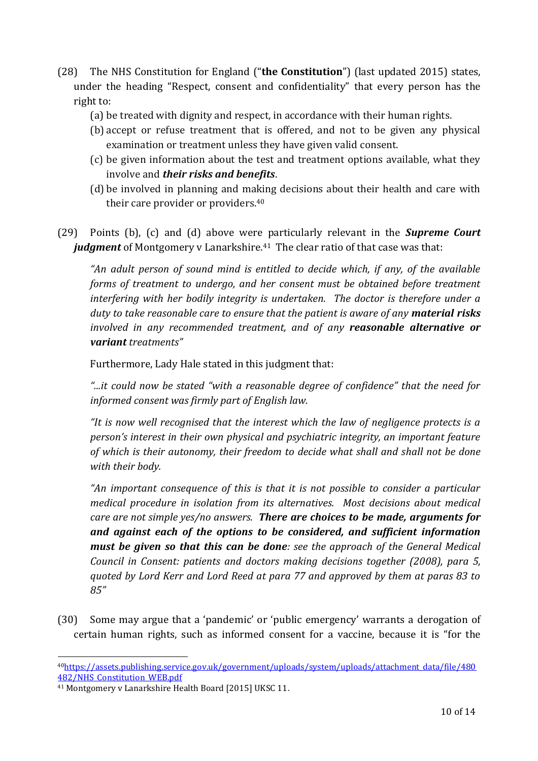(28) The NHS Constitution for England ("**the Constitution**") (last updated 2015) states, under the heading "Respect, consent and confidentiality" that every person has the right to:

(a) be treated with dignity and respect, in accordance with their human rights.
(b) accept or refuse treatment that is offered, and not to be given any physical examination or treatment unless they have given valid consent.
(c) be given information about the test and treatment options available, what they involve and ***their risks and benefits***.
(d) be involved in planning and making decisions about their health and care with their care provider or providers.[40]

(29) Points (b), (c) and (d) above were particularly relevant in the ***Supreme Court judgment*** of Montgomery v Lanarkshire.[41] The clear ratio of that case was that:

*"An adult person of sound mind is entitled to decide which, if any, of the available forms of treatment to undergo, and her consent must be obtained before treatment interfering with her bodily integrity is undertaken. The doctor is therefore under a duty to take reasonable care to ensure that the patient is aware of any* ***material risks*** *involved in any recommended treatment, and of any* ***reasonable alternative or variant*** *treatments"*

Furthermore, Lady Hale stated in this judgment that:

*"...it could now be stated "with a reasonable degree of confidence" that the need for informed consent was firmly part of English law.*

*"It is now well recognised that the interest which the law of negligence protects is a person's interest in their own physical and psychiatric integrity, an important feature of which is their autonomy, their freedom to decide what shall and shall not be done with their body.*

*"An important consequence of this is that it is not possible to consider a particular medical procedure in isolation from its alternatives. Most decisions about medical care are not simple yes/no answers.* ***There are choices to be made, arguments for and against each of the options to be considered, and sufficient information must be given so that this can be done****: see the approach of the General Medical Council in Consent: patients and doctors making decisions together (2008), para 5, quoted by Lord Kerr and Lord Reed at para 77 and approved by them at paras 83 to 85"*

(30) Some may argue that a 'pandemic' or 'public emergency' warrants a derogation of certain human rights, such as informed consent for a vaccine, because it is "for the

---

[40] https://assets.publishing.service.gov.uk/government/uploads/system/uploads/attachment_data/file/480482/NHS_Constitution_WEB.pdf

[41] Montgomery v Lanarkshire Health Board [2015] UKSC 11.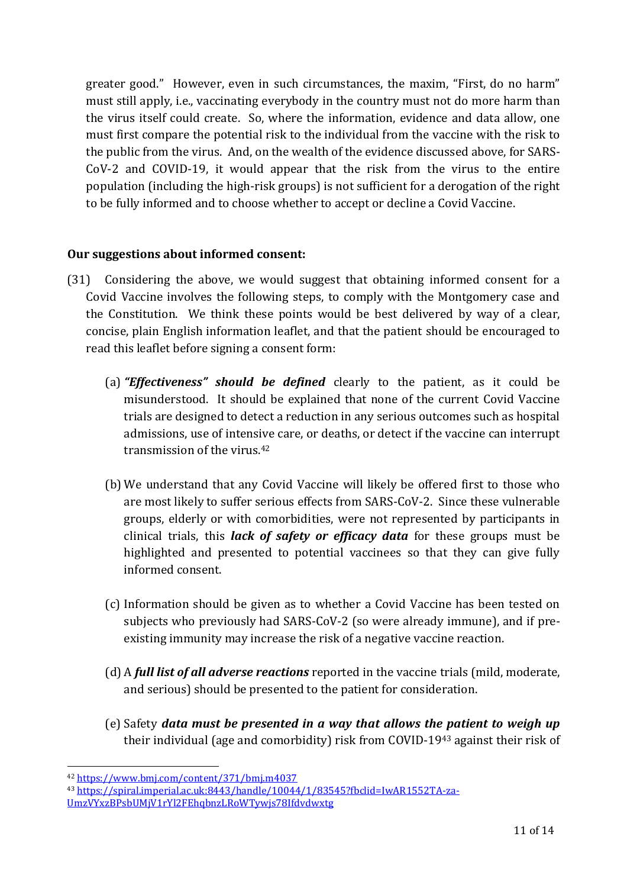greater good." However, even in such circumstances, the maxim, "First, do no harm" must still apply, i.e., vaccinating everybody in the country must not do more harm than the virus itself could create. So, where the information, evidence and data allow, one must first compare the potential risk to the individual from the vaccine with the risk to the public from the virus. And, on the wealth of the evidence discussed above, for SARS-CoV-2 and COVID-19, it would appear that the risk from the virus to the entire population (including the high-risk groups) is not sufficient for a derogation of the right to be fully informed and to choose whether to accept or decline a Covid Vaccine.

**Our suggestions about informed consent:**

(31) Considering the above, we would suggest that obtaining informed consent for a Covid Vaccine involves the following steps, to comply with the Montgomery case and the Constitution. We think these points would be best delivered by way of a clear, concise, plain English information leaflet, and that the patient should be encouraged to read this leaflet before signing a consent form:

(a) ***"Effectiveness" should be defined*** clearly to the patient, as it could be misunderstood. It should be explained that none of the current Covid Vaccine trials are designed to detect a reduction in any serious outcomes such as hospital admissions, use of intensive care, or deaths, or detect if the vaccine can interrupt transmission of the virus.[42]

(b) We understand that any Covid Vaccine will likely be offered first to those who are most likely to suffer serious effects from SARS-CoV-2. Since these vulnerable groups, elderly or with comorbidities, were not represented by participants in clinical trials, this ***lack of safety or efficacy data*** for these groups must be highlighted and presented to potential vaccinees so that they can give fully informed consent.

(c) Information should be given as to whether a Covid Vaccine has been tested on subjects who previously had SARS-CoV-2 (so were already immune), and if pre-existing immunity may increase the risk of a negative vaccine reaction.

(d) A ***full list of all adverse reactions*** reported in the vaccine trials (mild, moderate, and serious) should be presented to the patient for consideration.

(e) Safety ***data must be presented in a way that allows the patient to weigh up*** their individual (age and comorbidity) risk from COVID-19[43] against their risk of

---

[42] https://www.bmj.com/content/371/bmj.m4037

[43] https://spiral.imperial.ac.uk:8443/handle/10044/1/83545?fbclid=IwAR1552TA-za-UmzVYxzBPsbUMjV1rYl2FEhqbnzLRoWTywjs78Ifdvdwxtg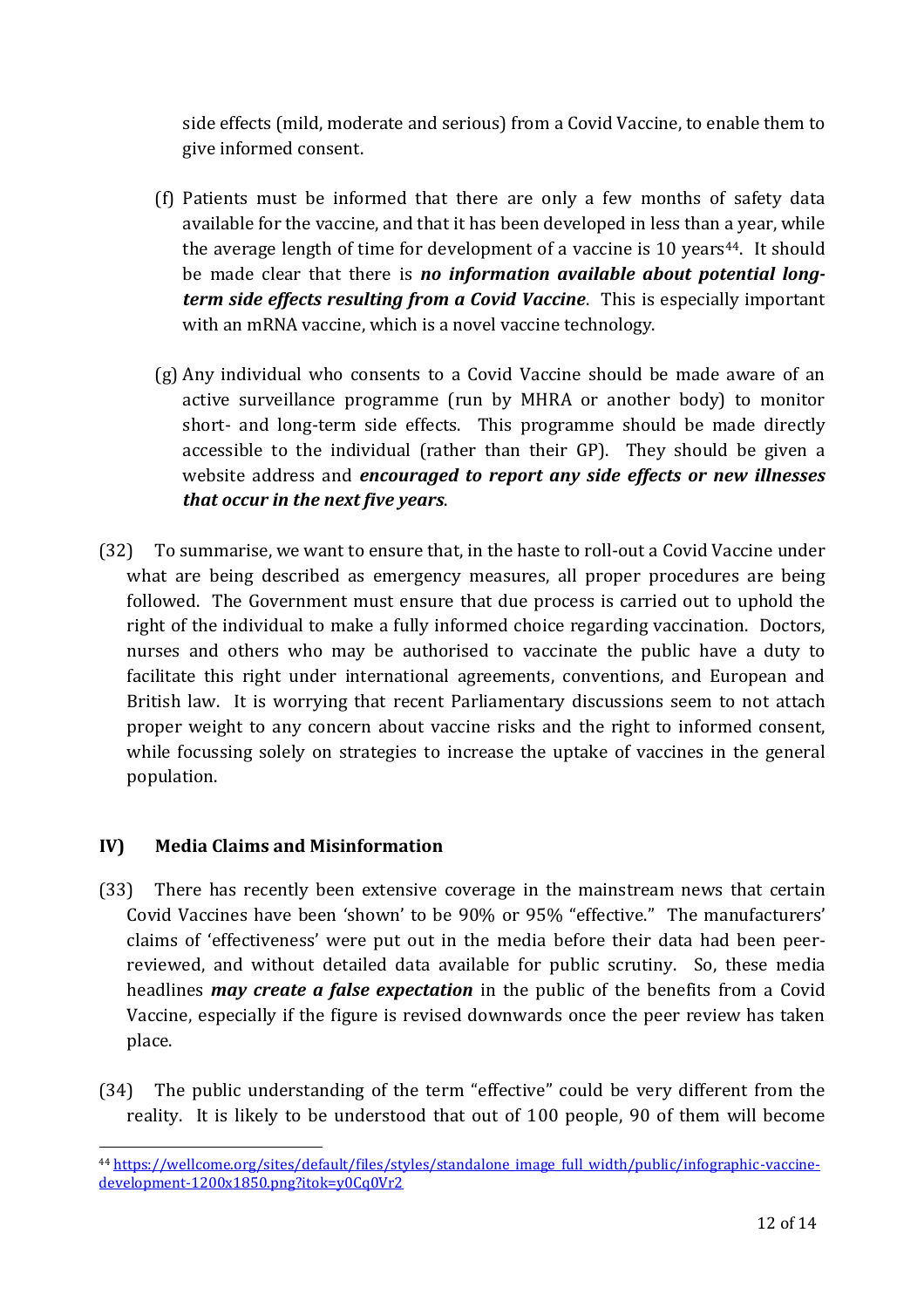side effects (mild, moderate and serious) from a Covid Vaccine, to enable them to give informed consent.

(f) Patients must be informed that there are only a few months of safety data available for the vaccine, and that it has been developed in less than a year, while the average length of time for development of a vaccine is 10 years[44]. It should be made clear that there is ***no information available about potential long-term side effects resulting from a Covid Vaccine***. This is especially important with an mRNA vaccine, which is a novel vaccine technology.

(g) Any individual who consents to a Covid Vaccine should be made aware of an active surveillance programme (run by MHRA or another body) to monitor short- and long-term side effects. This programme should be made directly accessible to the individual (rather than their GP). They should be given a website address and ***encouraged to report any side effects or new illnesses that occur in the next five years***.

(32) To summarise, we want to ensure that, in the haste to roll-out a Covid Vaccine under what are being described as emergency measures, all proper procedures are being followed. The Government must ensure that due process is carried out to uphold the right of the individual to make a fully informed choice regarding vaccination. Doctors, nurses and others who may be authorised to vaccinate the public have a duty to facilitate this right under international agreements, conventions, and European and British law. It is worrying that recent Parliamentary discussions seem to not attach proper weight to any concern about vaccine risks and the right to informed consent, while focussing solely on strategies to increase the uptake of vaccines in the general population.

## IV) Media Claims and Misinformation

(33) There has recently been extensive coverage in the mainstream news that certain Covid Vaccines have been 'shown' to be 90% or 95% "effective." The manufacturers' claims of 'effectiveness' were put out in the media before their data had been peer-reviewed, and without detailed data available for public scrutiny. So, these media headlines ***may create a false expectation*** in the public of the benefits from a Covid Vaccine, especially if the figure is revised downwards once the peer review has taken place.

(34) The public understanding of the term "effective" could be very different from the reality. It is likely to be understood that out of 100 people, 90 of them will become

[44] https://wellcome.org/sites/default/files/styles/standalone_image_full_width/public/infographic-vaccine-development-1200x1850.png?itok=y0Cq0Vr2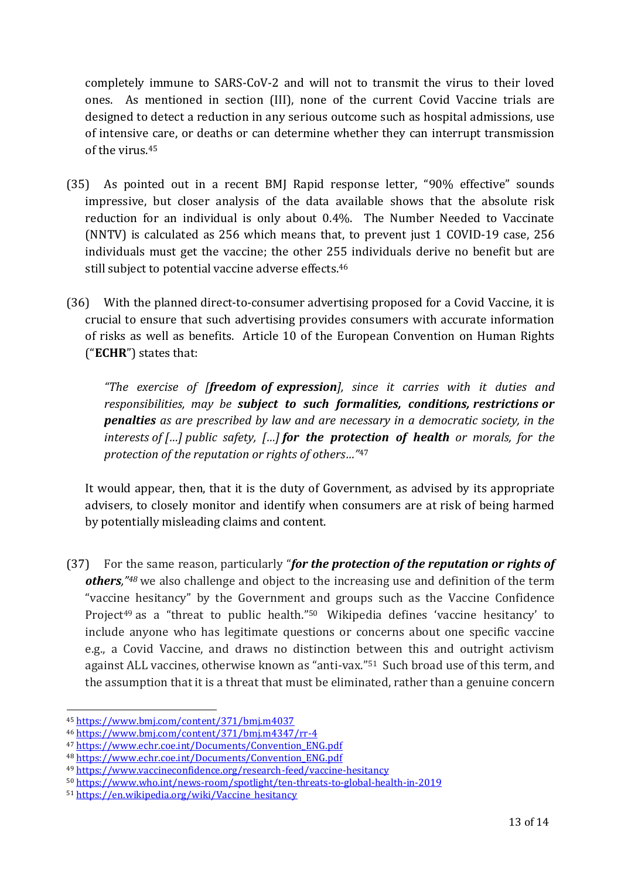completely immune to SARS-CoV-2 and will not to transmit the virus to their loved ones. As mentioned in section (III), none of the current Covid Vaccine trials are designed to detect a reduction in any serious outcome such as hospital admissions, use of intensive care, or deaths or can determine whether they can interrupt transmission of the virus.[45]

(35) As pointed out in a recent BMJ Rapid response letter, "90% effective" sounds impressive, but closer analysis of the data available shows that the absolute risk reduction for an individual is only about 0.4%. The Number Needed to Vaccinate (NNTV) is calculated as 256 which means that, to prevent just 1 COVID-19 case, 256 individuals must get the vaccine; the other 255 individuals derive no benefit but are still subject to potential vaccine adverse effects.[46]

(36) With the planned direct-to-consumer advertising proposed for a Covid Vaccine, it is crucial to ensure that such advertising provides consumers with accurate information of risks as well as benefits. Article 10 of the European Convention on Human Rights ("**ECHR**") states that:

> *"The exercise of [**freedom of expression**], since it carries with it duties and responsibilities, may be **subject to such formalities, conditions, restrictions or penalties** as are prescribed by law and are necessary in a democratic society, in the interests of […] public safety, […] **for the protection of health** or morals, for the protection of the reputation or rights of others…"*[47]

It would appear, then, that it is the duty of Government, as advised by its appropriate advisers, to closely monitor and identify when consumers are at risk of being harmed by potentially misleading claims and content.

(37) For the same reason, particularly "***for the protection of the reputation or rights of others**,"*[48] we also challenge and object to the increasing use and definition of the term "vaccine hesitancy" by the Government and groups such as the Vaccine Confidence Project[49] as a "threat to public health."[50] Wikipedia defines 'vaccine hesitancy' to include anyone who has legitimate questions or concerns about one specific vaccine e.g., a Covid Vaccine, and draws no distinction between this and outright activism against ALL vaccines, otherwise known as "anti-vax."[51] Such broad use of this term, and the assumption that it is a threat that must be eliminated, rather than a genuine concern

---

[45] https://www.bmj.com/content/371/bmj.m4037

[46] https://www.bmj.com/content/371/bmj.m4347/rr-4

[47] https://www.echr.coe.int/Documents/Convention_ENG.pdf

[48] https://www.echr.coe.int/Documents/Convention_ENG.pdf

[49] https://www.vaccineconfidence.org/research-feed/vaccine-hesitancy

[50] https://www.who.int/news-room/spotlight/ten-threats-to-global-health-in-2019

[51] https://en.wikipedia.org/wiki/Vaccine_hesitancy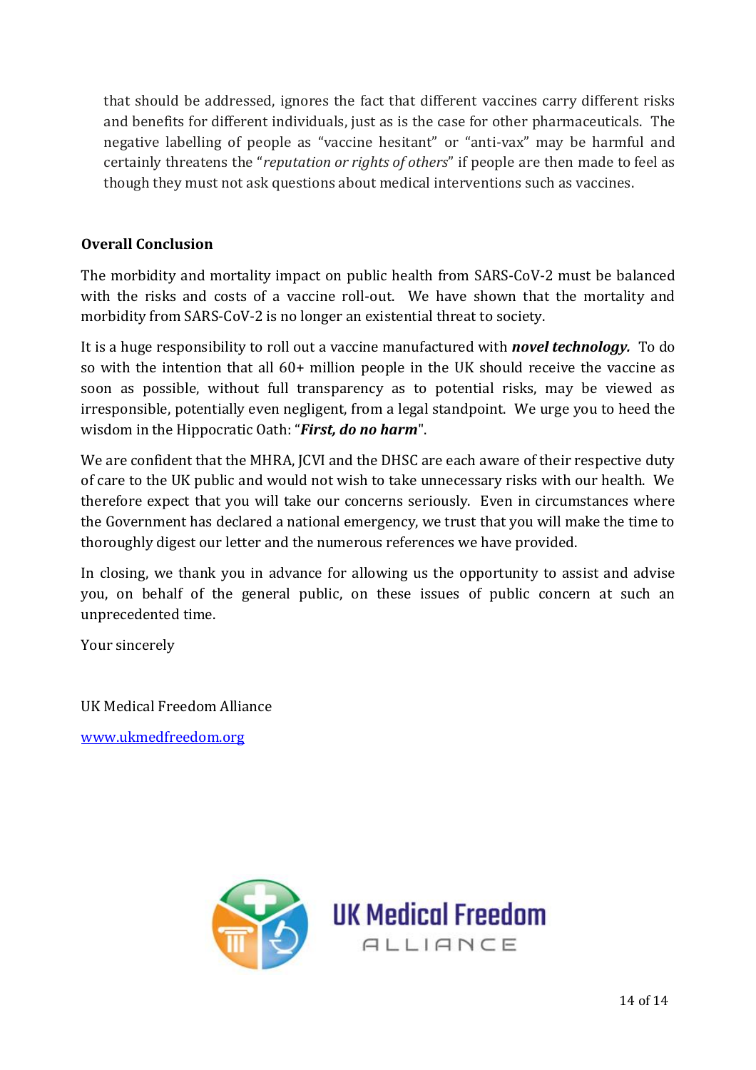that should be addressed, ignores the fact that different vaccines carry different risks and benefits for different individuals, just as is the case for other pharmaceuticals. The negative labelling of people as "vaccine hesitant" or "anti-vax" may be harmful and certainly threatens the "*reputation or rights of others*" if people are then made to feel as though they must not ask questions about medical interventions such as vaccines.

**Overall Conclusion**

The morbidity and mortality impact on public health from SARS-CoV-2 must be balanced with the risks and costs of a vaccine roll-out. We have shown that the mortality and morbidity from SARS-CoV-2 is no longer an existential threat to society.

It is a huge responsibility to roll out a vaccine manufactured with ***novel technology.*** To do so with the intention that all 60+ million people in the UK should receive the vaccine as soon as possible, without full transparency as to potential risks, may be viewed as irresponsible, potentially even negligent, from a legal standpoint. We urge you to heed the wisdom in the Hippocratic Oath: "***First, do no harm***".

We are confident that the MHRA, JCVI and the DHSC are each aware of their respective duty of care to the UK public and would not wish to take unnecessary risks with our health. We therefore expect that you will take our concerns seriously. Even in circumstances where the Government has declared a national emergency, we trust that you will make the time to thoroughly digest our letter and the numerous references we have provided.

In closing, we thank you in advance for allowing us the opportunity to assist and advise you, on behalf of the general public, on these issues of public concern at such an unprecedented time.

Your sincerely

UK Medical Freedom Alliance

[www.ukmedfreedom.org](http://www.ukmedfreedom.org)

UK Medical Freedom ALLIANCE